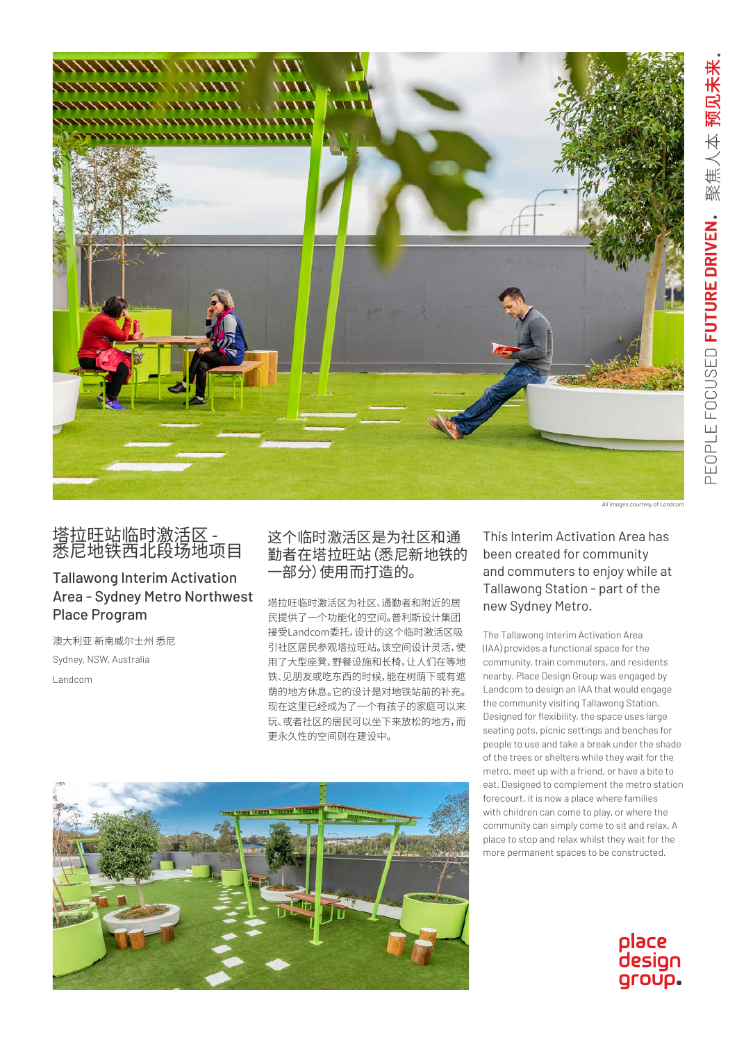All Images courtesy of Landcom

# 塔拉旺站临时激活区 - 悉尼地铁西北段场地项目

## Tallawong Interim Activation Area - Sydney Metro Northwest Place Program

澳大利亚 新南威尔士州 悉尼

Sydney, NSW, Australia

Landcom

### 这个临时激活区是为社区和通勤者在塔拉旺站(悉尼新地铁的一部分)使用而打造的。

塔拉旺临时激活区为社区、通勤者和附近的居民提供了一个功能化的空间。普利斯设计集团接受Landcom委托,设计的这个临时激活区吸引社区居民参观塔拉旺站。该空间设计灵活,使用了大型座凳、野餐设施和长椅,让人们在等地铁、见朋友或吃东西的时候,能在树荫下或有遮荫的地方休息。它的设计是对地铁站前的补充。现在这里已经成为了一个有孩子的家庭可以来玩、或者社区的居民可以坐下来放松的地方,而更永久性的空间则在建设中。

### This Interim Activation Area has been created for community and commuters to enjoy while at Tallawong Station - part of the new Sydney Metro.

The Tallawong Interim Activation Area (IAA) provides a functional space for the community, train commuters, and residents nearby. Place Design Group was engaged by Landcom to design an IAA that would engage the community visiting Tallawong Station. Designed for flexibility, the space uses large seating pots, picnic settings and benches for people to use and take a break under the shade of the trees or shelters while they wait for the metro, meet up with a friend, or have a bite to eat. Designed to complement the metro station forecourt, it is now a place where families with children can come to play, or where the community can simply come to sit and relax. A place to stop and relax whilst they wait for the more permanent spaces to be constructed.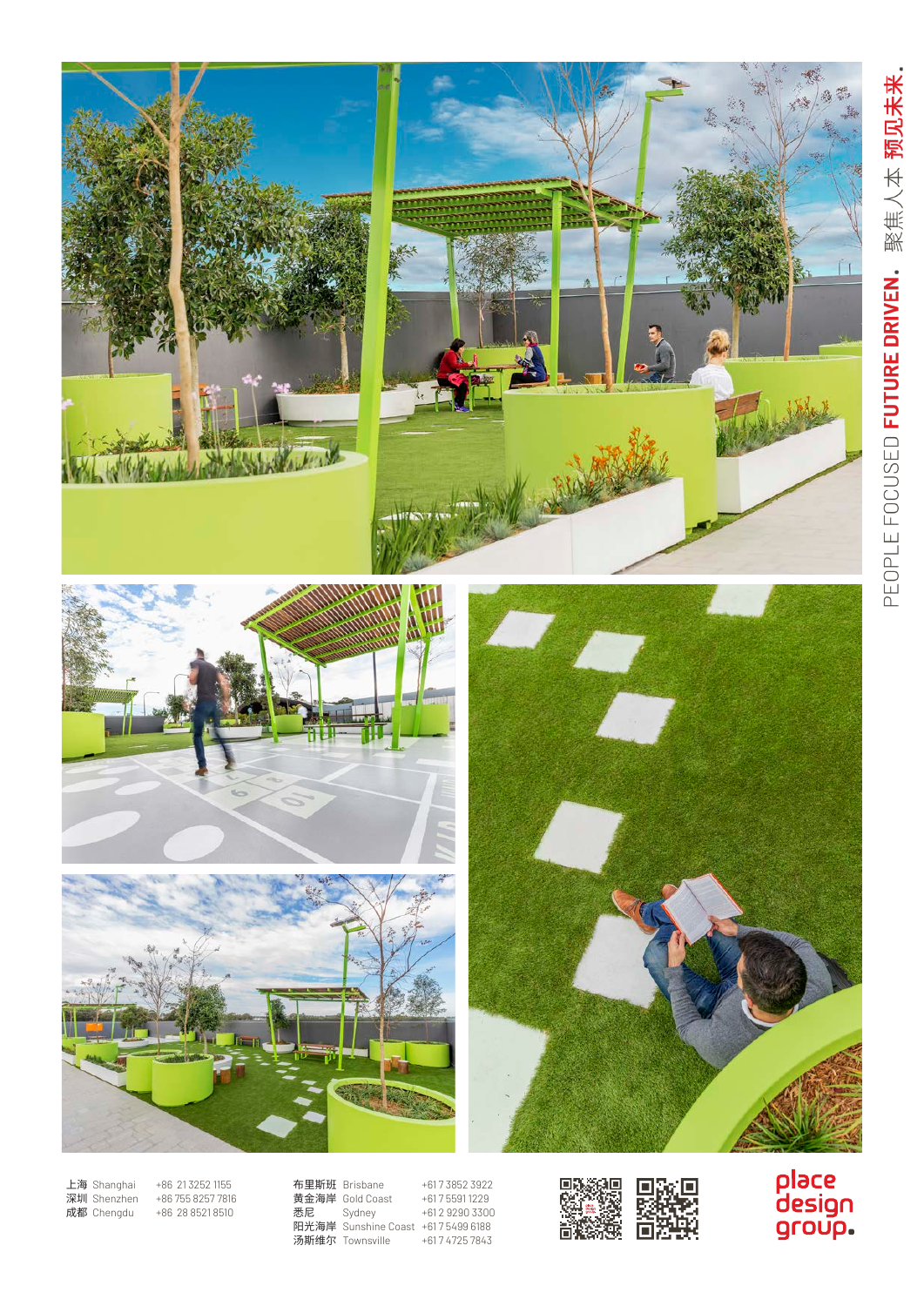PEOPLE FOCUSED **FUTURE DRIVEN.** 聚焦人本 预见未来.

| | | | | |
|---|---|---|---|---|
| 上海 Shanghai | +86 21 3252 1155 | | 布里斯班 Brisbane | +61 7 3852 3922 |
| 深圳 Shenzhen | +86 755 8257 7816 | | 黄金海岸 Gold Coast | +61 7 5591 1229 |
| 成都 Chengdu | +86 28 8521 8510 | | 悉尼 Sydney | +61 2 9290 3300 |
| | | | 阳光海岸 Sunshine Coast | +61 7 5499 6188 |
| | | | 汤斯维尔 Townsville | +61 7 4725 7843 |

place design group.